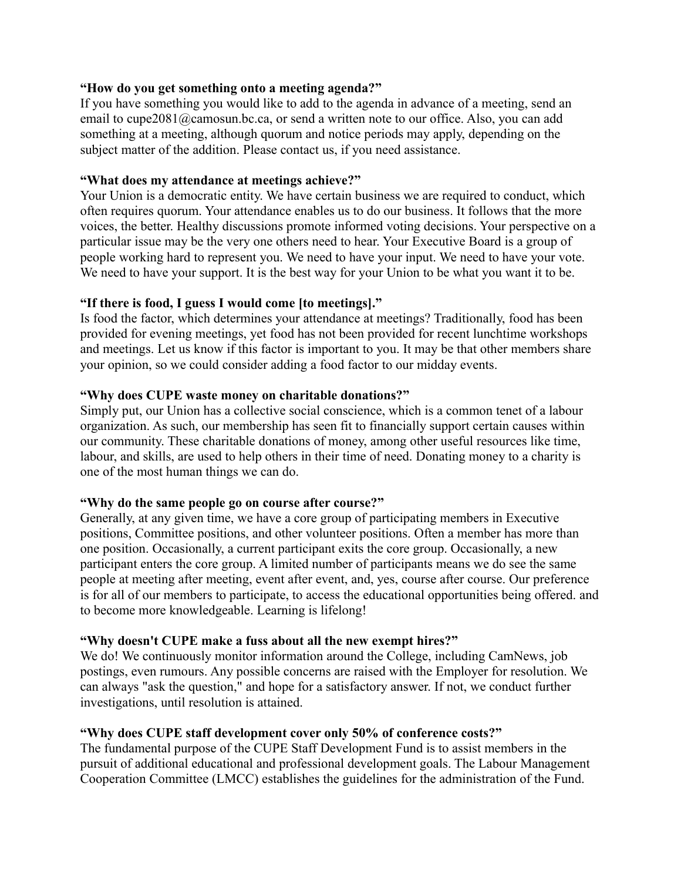**“How do you get something onto a meeting agenda?”**
If you have something you would like to add to the agenda in advance of a meeting, send an email to cupe2081@camosun.bc.ca, or send a written note to our office. Also, you can add something at a meeting, although quorum and notice periods may apply, depending on the subject matter of the addition. Please contact us, if you need assistance.

**“What does my attendance at meetings achieve?”**
Your Union is a democratic entity. We have certain business we are required to conduct, which often requires quorum. Your attendance enables us to do our business. It follows that the more voices, the better. Healthy discussions promote informed voting decisions. Your perspective on a particular issue may be the very one others need to hear. Your Executive Board is a group of people working hard to represent you. We need to have your input. We need to have your vote. We need to have your support. It is the best way for your Union to be what you want it to be.

**“If there is food, I guess I would come [to meetings].”**
Is food the factor, which determines your attendance at meetings? Traditionally, food has been provided for evening meetings, yet food has not been provided for recent lunchtime workshops and meetings. Let us know if this factor is important to you. It may be that other members share your opinion, so we could consider adding a food factor to our midday events.

**“Why does CUPE waste money on charitable donations?”**
Simply put, our Union has a collective social conscience, which is a common tenet of a labour organization. As such, our membership has seen fit to financially support certain causes within our community. These charitable donations of money, among other useful resources like time, labour, and skills, are used to help others in their time of need. Donating money to a charity is one of the most human things we can do.

**“Why do the same people go on course after course?”**
Generally, at any given time, we have a core group of participating members in Executive positions, Committee positions, and other volunteer positions. Often a member has more than one position. Occasionally, a current participant exits the core group. Occasionally, a new participant enters the core group. A limited number of participants means we do see the same people at meeting after meeting, event after event, and, yes, course after course. Our preference is for all of our members to participate, to access the educational opportunities being offered. and to become more knowledgeable. Learning is lifelong!

**“Why doesn't CUPE make a fuss about all the new exempt hires?”**
We do! We continuously monitor information around the College, including CamNews, job postings, even rumours. Any possible concerns are raised with the Employer for resolution. We can always "ask the question," and hope for a satisfactory answer. If not, we conduct further investigations, until resolution is attained.

**“Why does CUPE staff development cover only 50% of conference costs?”**
The fundamental purpose of the CUPE Staff Development Fund is to assist members in the pursuit of additional educational and professional development goals. The Labour Management Cooperation Committee (LMCC) establishes the guidelines for the administration of the Fund.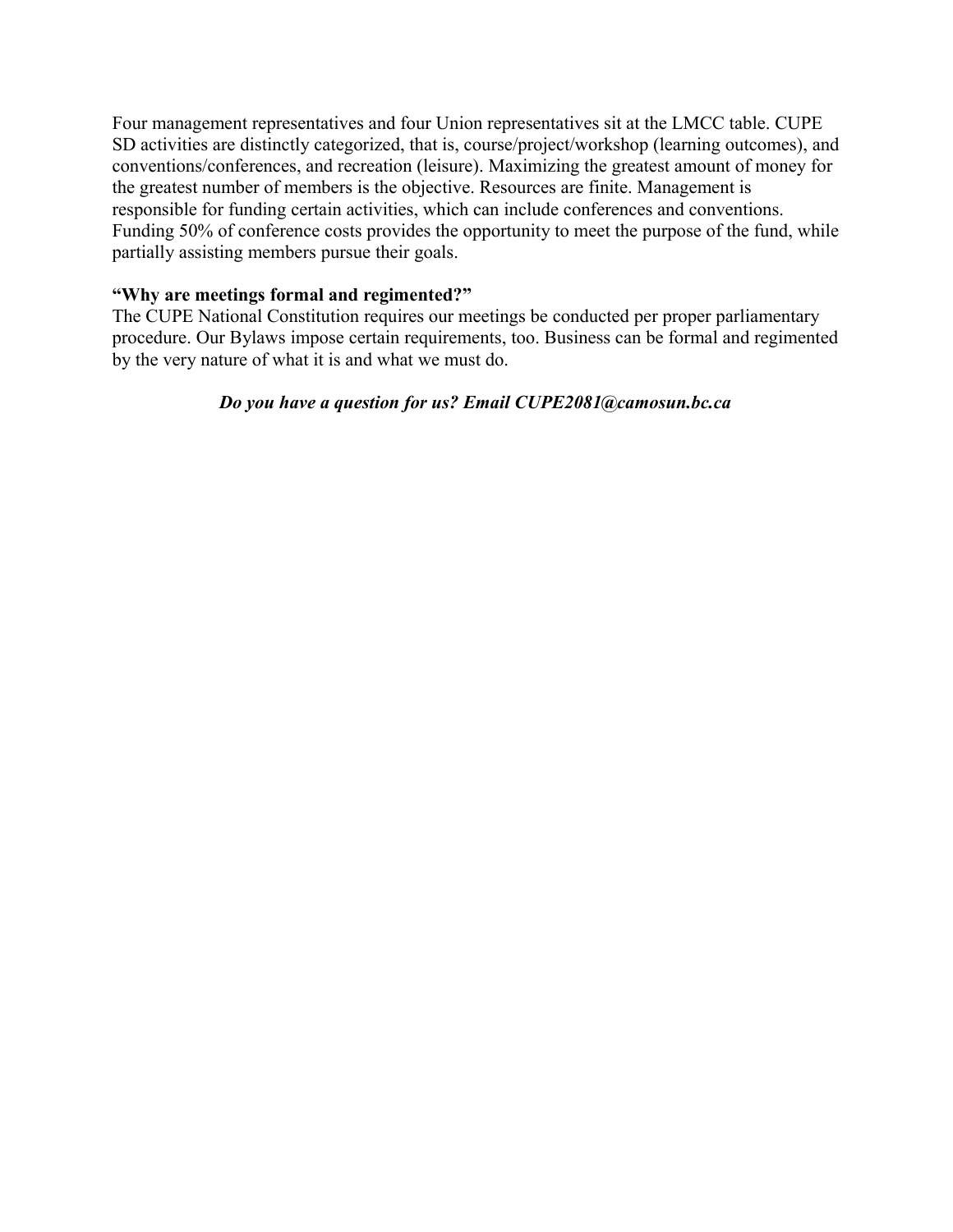Four management representatives and four Union representatives sit at the LMCC table. CUPE SD activities are distinctly categorized, that is, course/project/workshop (learning outcomes), and conventions/conferences, and recreation (leisure). Maximizing the greatest amount of money for the greatest number of members is the objective. Resources are finite. Management is responsible for funding certain activities, which can include conferences and conventions. Funding 50% of conference costs provides the opportunity to meet the purpose of the fund, while partially assisting members pursue their goals.

**"Why are meetings formal and regimented?"**

The CUPE National Constitution requires our meetings be conducted per proper parliamentary procedure. Our Bylaws impose certain requirements, too. Business can be formal and regimented by the very nature of what it is and what we must do.

***Do you have a question for us? Email CUPE2081@camosun.bc.ca***